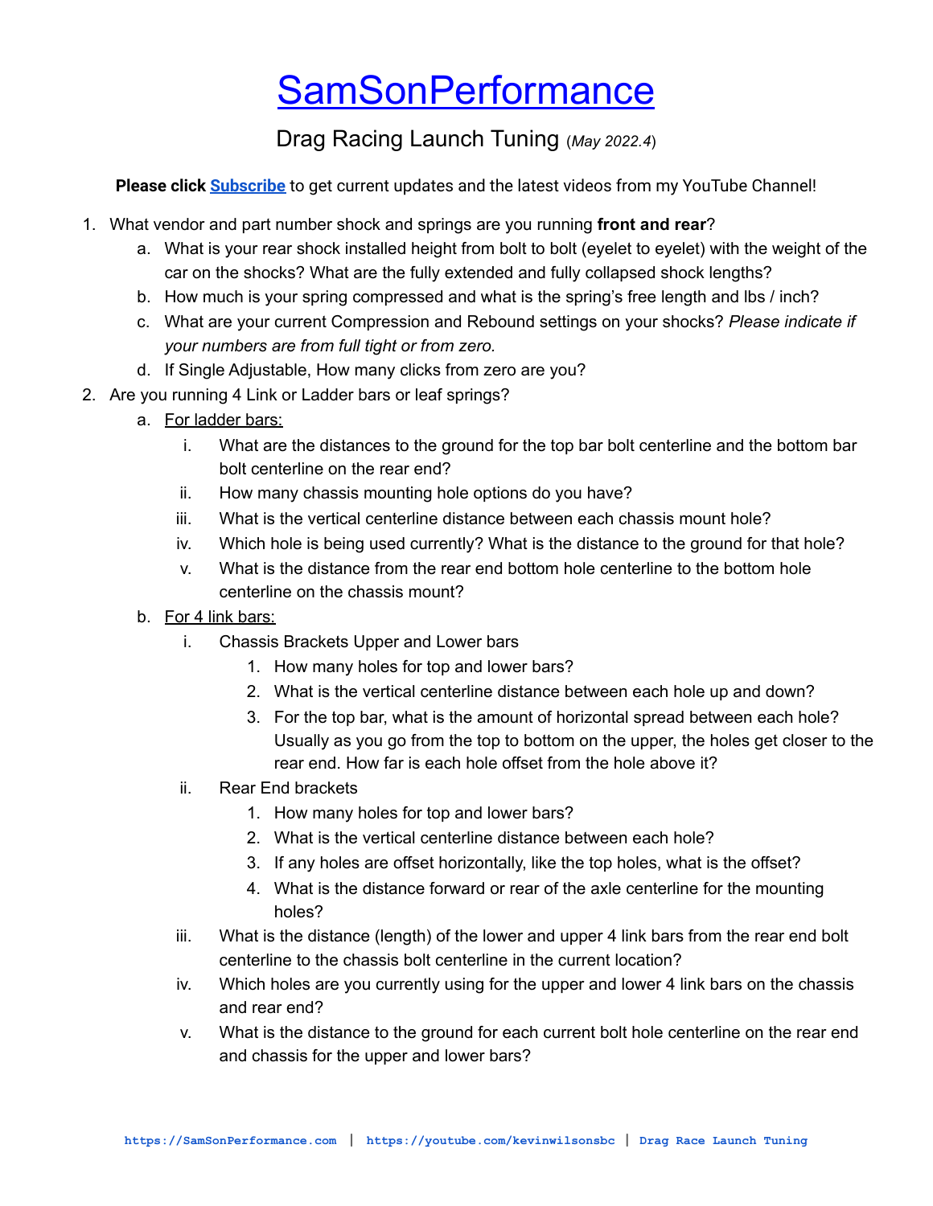# SamSonPerformance

## Drag Racing Launch Tuning (*May 2022.4*)

**Please click Subscribe** to get current updates and the latest videos from my YouTube Channel!

1. What vendor and part number shock and springs are you running **front and rear**?
   a. What is your rear shock installed height from bolt to bolt (eyelet to eyelet) with the weight of the car on the shocks? What are the fully extended and fully collapsed shock lengths?
   b. How much is your spring compressed and what is the spring's free length and lbs / inch?
   c. What are your current Compression and Rebound settings on your shocks? *Please indicate if your numbers are from full tight or from zero.*
   d. If Single Adjustable, How many clicks from zero are you?
2. Are you running 4 Link or Ladder bars or leaf springs?
   a. For ladder bars:
      i. What are the distances to the ground for the top bar bolt centerline and the bottom bar bolt centerline on the rear end?
      ii. How many chassis mounting hole options do you have?
      iii. What is the vertical centerline distance between each chassis mount hole?
      iv. Which hole is being used currently? What is the distance to the ground for that hole?
      v. What is the distance from the rear end bottom hole centerline to the bottom hole centerline on the chassis mount?
   b. For 4 link bars:
      i. Chassis Brackets Upper and Lower bars
         1. How many holes for top and lower bars?
         2. What is the vertical centerline distance between each hole up and down?
         3. For the top bar, what is the amount of horizontal spread between each hole? Usually as you go from the top to bottom on the upper, the holes get closer to the rear end. How far is each hole offset from the hole above it?
      ii. Rear End brackets
         1. How many holes for top and lower bars?
         2. What is the vertical centerline distance between each hole?
         3. If any holes are offset horizontally, like the top holes, what is the offset?
         4. What is the distance forward or rear of the axle centerline for the mounting holes?
      iii. What is the distance (length) of the lower and upper 4 link bars from the rear end bolt centerline to the chassis bolt centerline in the current location?
      iv. Which holes are you currently using for the upper and lower 4 link bars on the chassis and rear end?
      v. What is the distance to the ground for each current bolt hole centerline on the rear end and chassis for the upper and lower bars?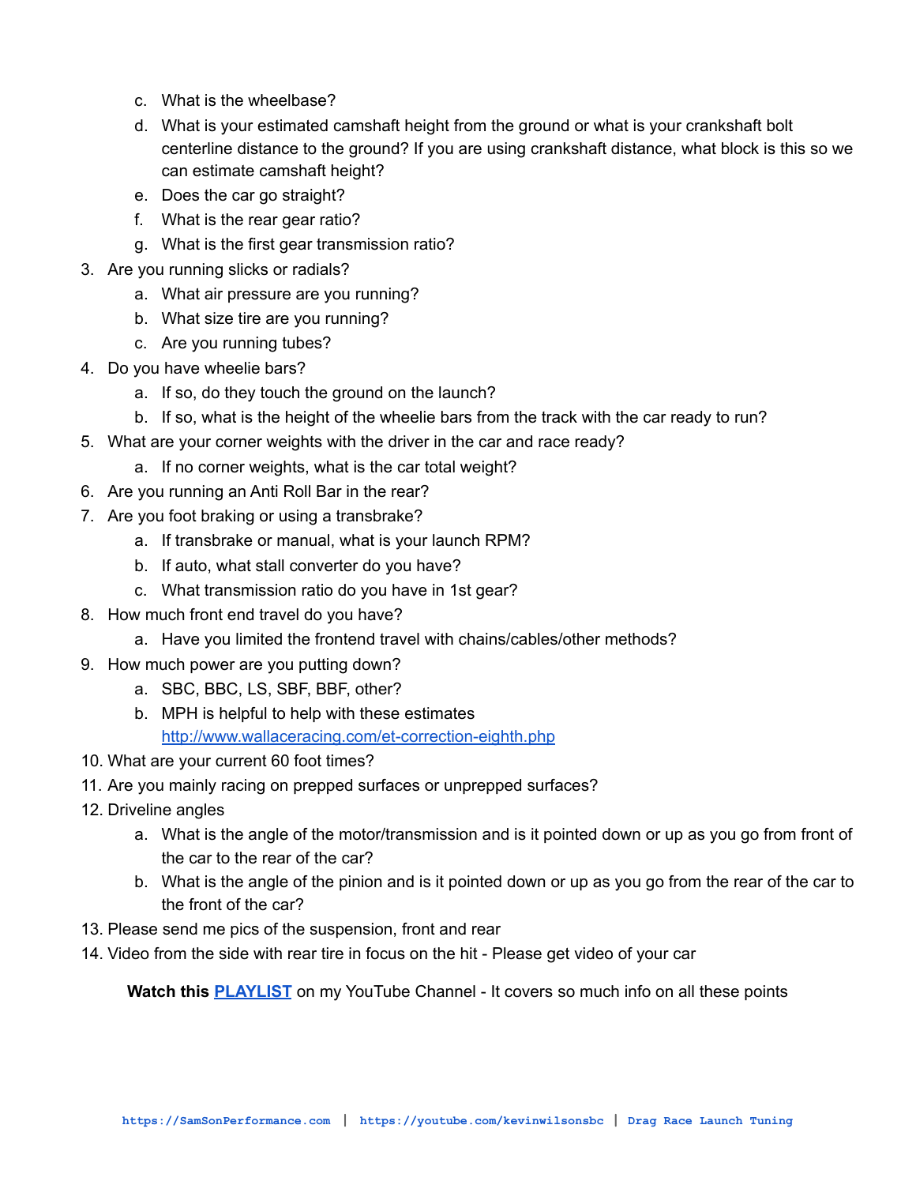c. What is the wheelbase?
   d. What is your estimated camshaft height from the ground or what is your crankshaft bolt centerline distance to the ground? If you are using crankshaft distance, what block is this so we can estimate camshaft height?
   e. Does the car go straight?
   f. What is the rear gear ratio?
   g. What is the first gear transmission ratio?
3. Are you running slicks or radials?
   a. What air pressure are you running?
   b. What size tire are you running?
   c. Are you running tubes?
4. Do you have wheelie bars?
   a. If so, do they touch the ground on the launch?
   b. If so, what is the height of the wheelie bars from the track with the car ready to run?
5. What are your corner weights with the driver in the car and race ready?
   a. If no corner weights, what is the car total weight?
6. Are you running an Anti Roll Bar in the rear?
7. Are you foot braking or using a transbrake?
   a. If transbrake or manual, what is your launch RPM?
   b. If auto, what stall converter do you have?
   c. What transmission ratio do you have in 1st gear?
8. How much front end travel do you have?
   a. Have you limited the frontend travel with chains/cables/other methods?
9. How much power are you putting down?
   a. SBC, BBC, LS, SBF, BBF, other?
   b. MPH is helpful to help with these estimates [http://www.wallaceracing.com/et-correction-eighth.php](http://www.wallaceracing.com/et-correction-eighth.php)
10. What are your current 60 foot times?
11. Are you mainly racing on prepped surfaces or unprepped surfaces?
12. Driveline angles
    a. What is the angle of the motor/transmission and is it pointed down or up as you go from front of the car to the rear of the car?
    b. What is the angle of the pinion and is it pointed down or up as you go from the rear of the car to the front of the car?
13. Please send me pics of the suspension, front and rear
14. Video from the side with rear tire in focus on the hit - Please get video of your car

**Watch this [PLAYLIST](PLAYLIST)** on my YouTube Channel - It covers so much info on all these points